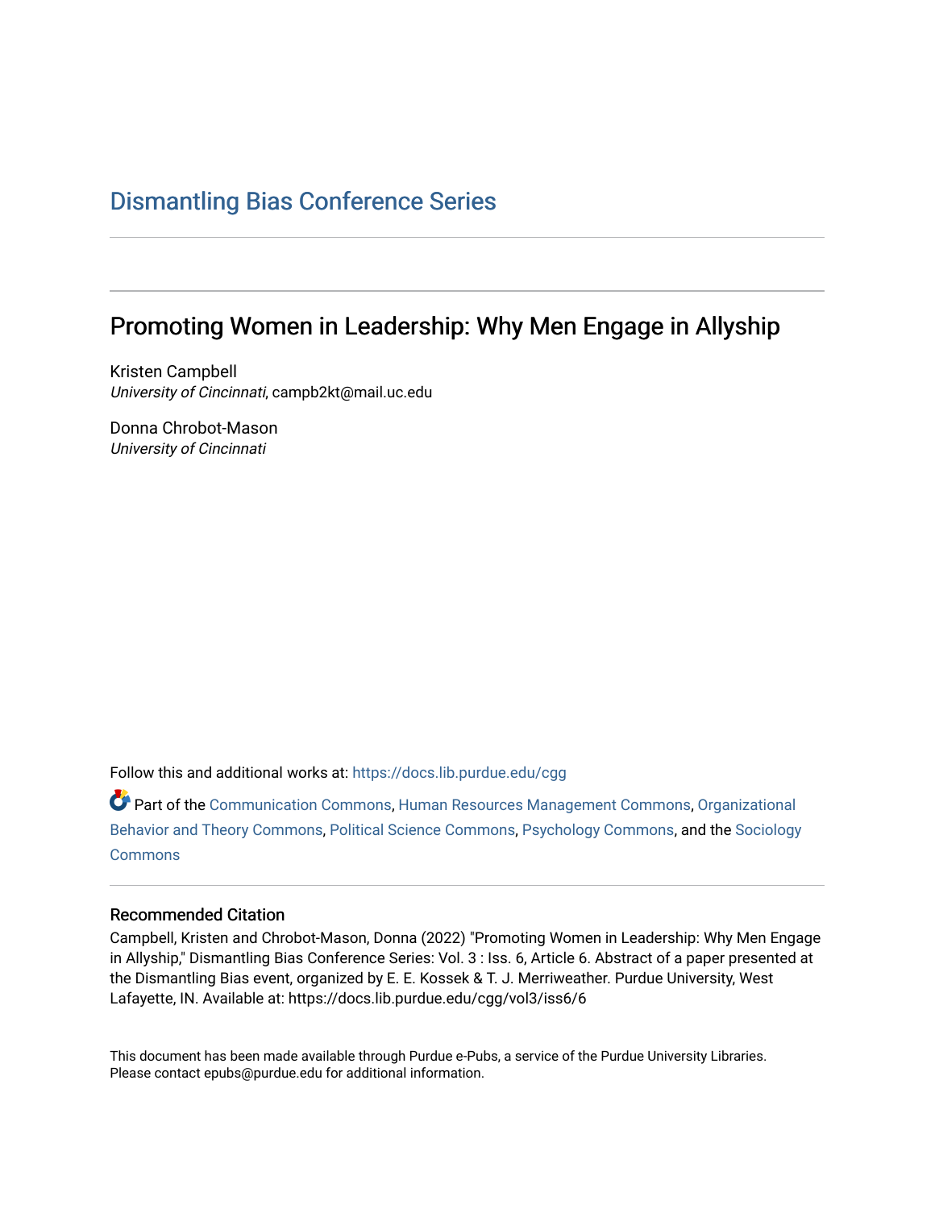Dismantling Bias Conference Series

---

# Promoting Women in Leadership: Why Men Engage in Allyship

Kristen Campbell
*University of Cincinnati*, campb2kt@mail.uc.edu

Donna Chrobot-Mason
*University of Cincinnati*

Follow this and additional works at: https://docs.lib.purdue.edu/cgg

Part of the Communication Commons, Human Resources Management Commons, Organizational Behavior and Theory Commons, Political Science Commons, Psychology Commons, and the Sociology Commons

---

## Recommended Citation

Campbell, Kristen and Chrobot-Mason, Donna (2022) "Promoting Women in Leadership: Why Men Engage in Allyship," Dismantling Bias Conference Series: Vol. 3 : Iss. 6, Article 6. Abstract of a paper presented at the Dismantling Bias event, organized by E. E. Kossek & T. J. Merriweather. Purdue University, West Lafayette, IN. Available at: https://docs.lib.purdue.edu/cgg/vol3/iss6/6

This document has been made available through Purdue e-Pubs, a service of the Purdue University Libraries. Please contact epubs@purdue.edu for additional information.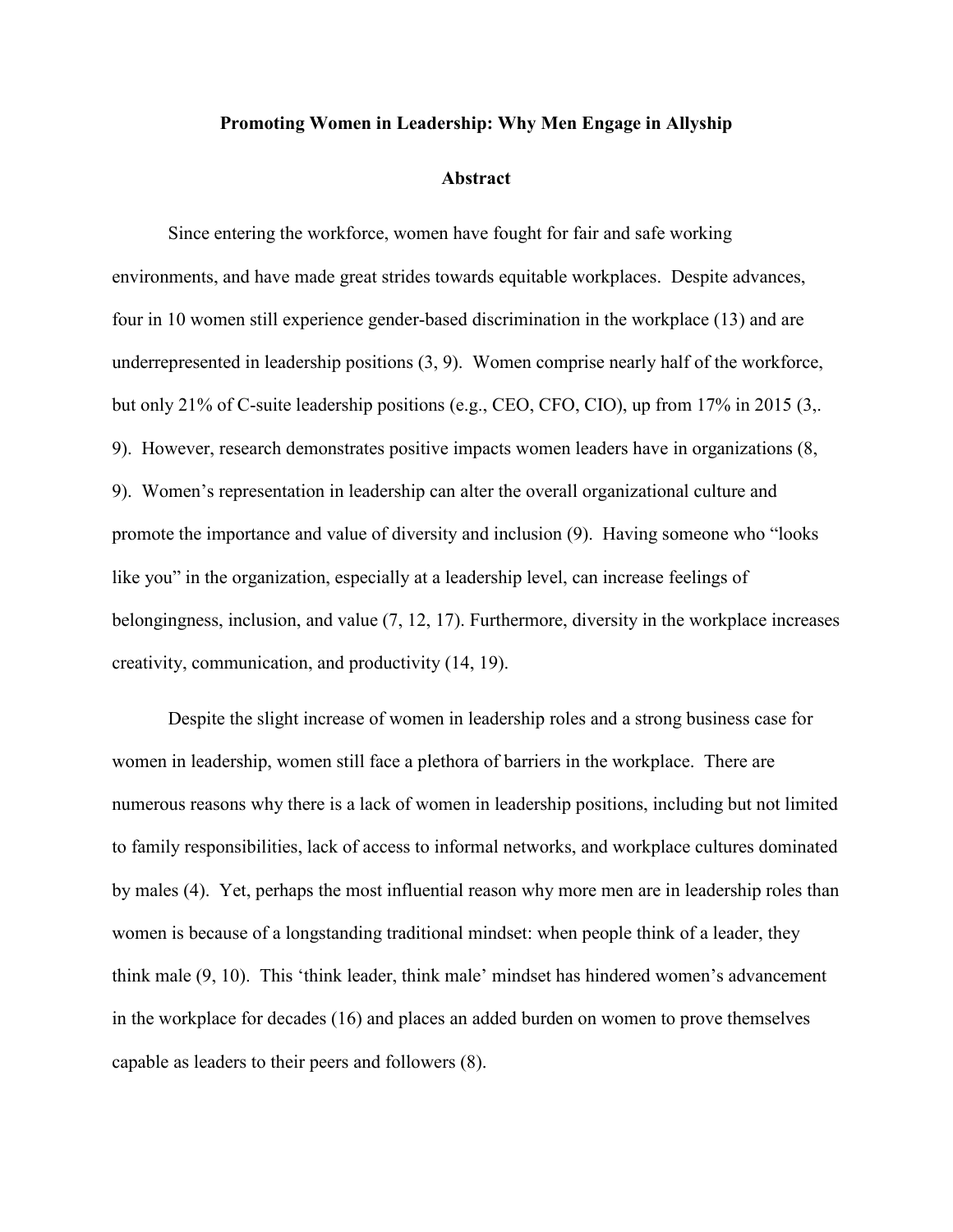# Promoting Women in Leadership: Why Men Engage in Allyship

## Abstract

Since entering the workforce, women have fought for fair and safe working environments, and have made great strides towards equitable workplaces. Despite advances, four in 10 women still experience gender-based discrimination in the workplace (13) and are underrepresented in leadership positions (3, 9). Women comprise nearly half of the workforce, but only 21% of C-suite leadership positions (e.g., CEO, CFO, CIO), up from 17% in 2015 (3,. 9). However, research demonstrates positive impacts women leaders have in organizations (8, 9). Women's representation in leadership can alter the overall organizational culture and promote the importance and value of diversity and inclusion (9). Having someone who "looks like you" in the organization, especially at a leadership level, can increase feelings of belongingness, inclusion, and value (7, 12, 17). Furthermore, diversity in the workplace increases creativity, communication, and productivity (14, 19).

Despite the slight increase of women in leadership roles and a strong business case for women in leadership, women still face a plethora of barriers in the workplace. There are numerous reasons why there is a lack of women in leadership positions, including but not limited to family responsibilities, lack of access to informal networks, and workplace cultures dominated by males (4). Yet, perhaps the most influential reason why more men are in leadership roles than women is because of a longstanding traditional mindset: when people think of a leader, they think male (9, 10). This 'think leader, think male' mindset has hindered women's advancement in the workplace for decades (16) and places an added burden on women to prove themselves capable as leaders to their peers and followers (8).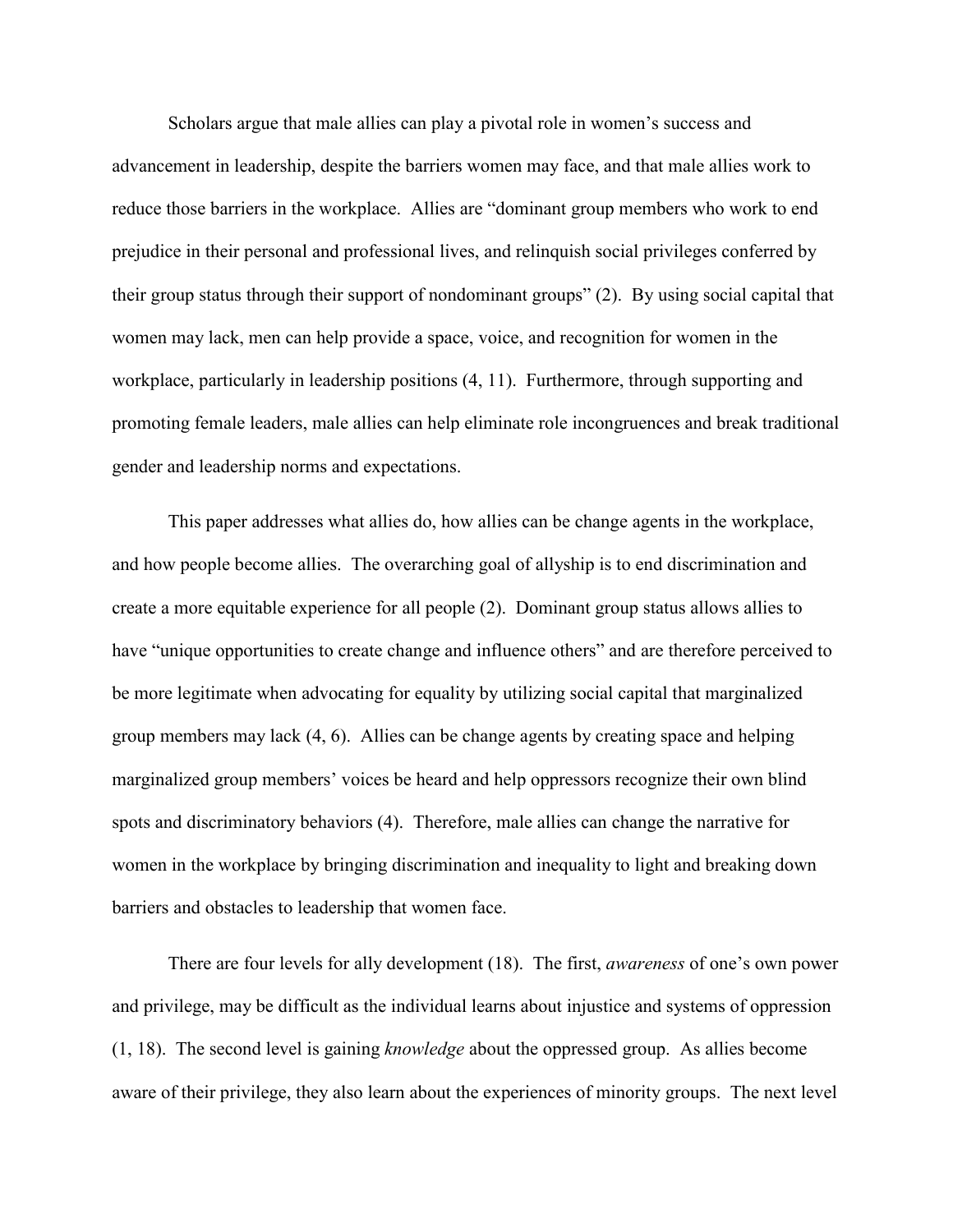Scholars argue that male allies can play a pivotal role in women's success and advancement in leadership, despite the barriers women may face, and that male allies work to reduce those barriers in the workplace. Allies are "dominant group members who work to end prejudice in their personal and professional lives, and relinquish social privileges conferred by their group status through their support of nondominant groups" (2). By using social capital that women may lack, men can help provide a space, voice, and recognition for women in the workplace, particularly in leadership positions (4, 11). Furthermore, through supporting and promoting female leaders, male allies can help eliminate role incongruences and break traditional gender and leadership norms and expectations.

This paper addresses what allies do, how allies can be change agents in the workplace, and how people become allies. The overarching goal of allyship is to end discrimination and create a more equitable experience for all people (2). Dominant group status allows allies to have "unique opportunities to create change and influence others" and are therefore perceived to be more legitimate when advocating for equality by utilizing social capital that marginalized group members may lack (4, 6). Allies can be change agents by creating space and helping marginalized group members' voices be heard and help oppressors recognize their own blind spots and discriminatory behaviors (4). Therefore, male allies can change the narrative for women in the workplace by bringing discrimination and inequality to light and breaking down barriers and obstacles to leadership that women face.

There are four levels for ally development (18). The first, *awareness* of one's own power and privilege, may be difficult as the individual learns about injustice and systems of oppression (1, 18). The second level is gaining *knowledge* about the oppressed group. As allies become aware of their privilege, they also learn about the experiences of minority groups. The next level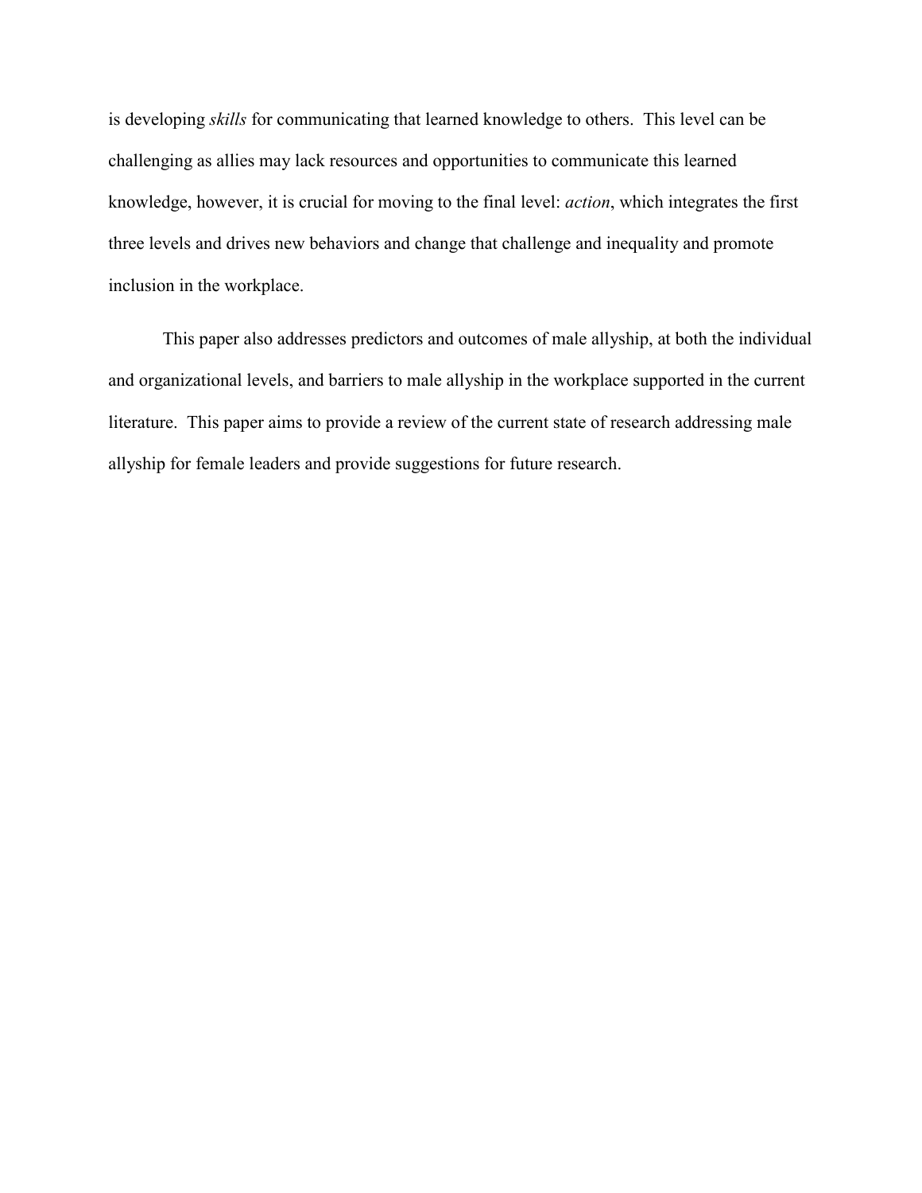is developing *skills* for communicating that learned knowledge to others. This level can be challenging as allies may lack resources and opportunities to communicate this learned knowledge, however, it is crucial for moving to the final level: *action*, which integrates the first three levels and drives new behaviors and change that challenge and inequality and promote inclusion in the workplace.

This paper also addresses predictors and outcomes of male allyship, at both the individual and organizational levels, and barriers to male allyship in the workplace supported in the current literature. This paper aims to provide a review of the current state of research addressing male allyship for female leaders and provide suggestions for future research.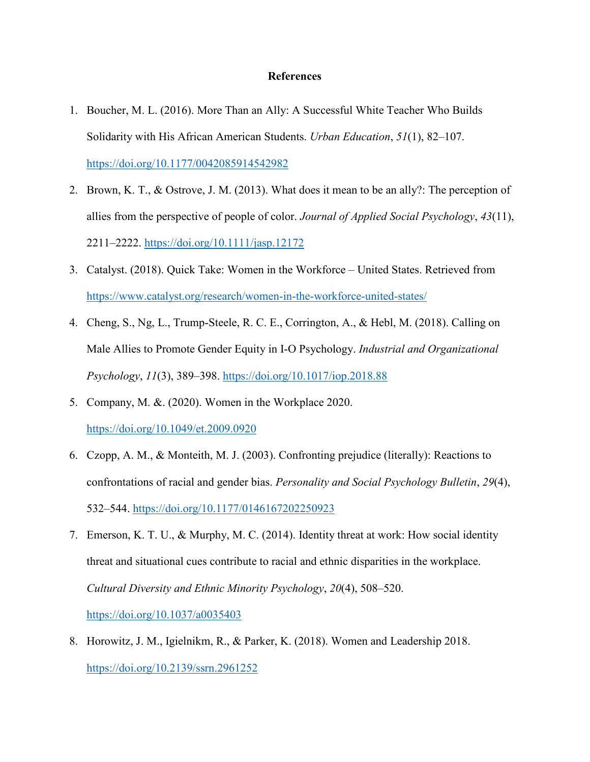**References**

1. Boucher, M. L. (2016). More Than an Ally: A Successful White Teacher Who Builds Solidarity with His African American Students. *Urban Education*, *51*(1), 82–107. https://doi.org/10.1177/0042085914542982
2. Brown, K. T., & Ostrove, J. M. (2013). What does it mean to be an ally?: The perception of allies from the perspective of people of color. *Journal of Applied Social Psychology*, *43*(11), 2211–2222. https://doi.org/10.1111/jasp.12172
3. Catalyst. (2018). Quick Take: Women in the Workforce – United States. Retrieved from https://www.catalyst.org/research/women-in-the-workforce-united-states/
4. Cheng, S., Ng, L., Trump-Steele, R. C. E., Corrington, A., & Hebl, M. (2018). Calling on Male Allies to Promote Gender Equity in I-O Psychology. *Industrial and Organizational Psychology*, *11*(3), 389–398. https://doi.org/10.1017/iop.2018.88
5. Company, M. &. (2020). Women in the Workplace 2020. https://doi.org/10.1049/et.2009.0920
6. Czopp, A. M., & Monteith, M. J. (2003). Confronting prejudice (literally): Reactions to confrontations of racial and gender bias. *Personality and Social Psychology Bulletin*, *29*(4), 532–544. https://doi.org/10.1177/0146167202250923
7. Emerson, K. T. U., & Murphy, M. C. (2014). Identity threat at work: How social identity threat and situational cues contribute to racial and ethnic disparities in the workplace. *Cultural Diversity and Ethnic Minority Psychology*, *20*(4), 508–520. https://doi.org/10.1037/a0035403
8. Horowitz, J. M., Igielnikm, R., & Parker, K. (2018). Women and Leadership 2018. https://doi.org/10.2139/ssrn.2961252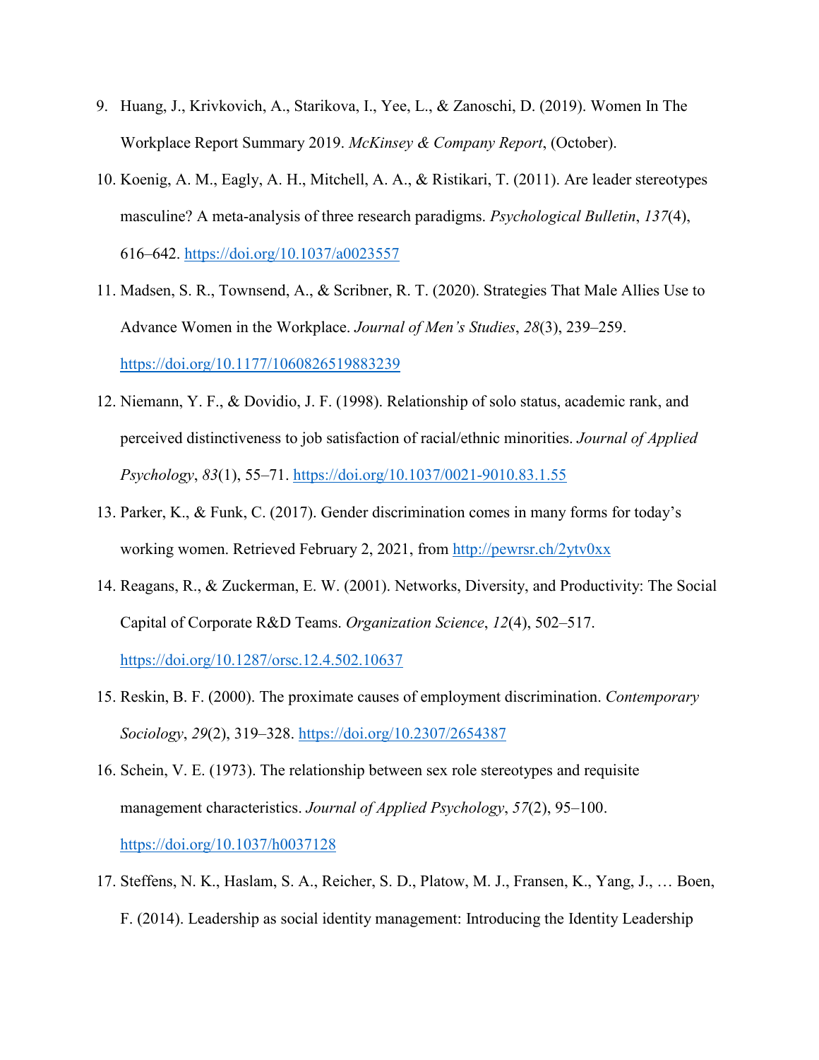9. Huang, J., Krivkovich, A., Starikova, I., Yee, L., & Zanoschi, D. (2019). Women In The Workplace Report Summary 2019. *McKinsey & Company Report*, (October).
10. Koenig, A. M., Eagly, A. H., Mitchell, A. A., & Ristikari, T. (2011). Are leader stereotypes masculine? A meta-analysis of three research paradigms. *Psychological Bulletin*, *137*(4), 616–642. https://doi.org/10.1037/a0023557
11. Madsen, S. R., Townsend, A., & Scribner, R. T. (2020). Strategies That Male Allies Use to Advance Women in the Workplace. *Journal of Men's Studies*, *28*(3), 239–259. https://doi.org/10.1177/1060826519883239
12. Niemann, Y. F., & Dovidio, J. F. (1998). Relationship of solo status, academic rank, and perceived distinctiveness to job satisfaction of racial/ethnic minorities. *Journal of Applied Psychology*, *83*(1), 55–71. https://doi.org/10.1037/0021-9010.83.1.55
13. Parker, K., & Funk, C. (2017). Gender discrimination comes in many forms for today's working women. Retrieved February 2, 2021, from http://pewrsr.ch/2ytv0xx
14. Reagans, R., & Zuckerman, E. W. (2001). Networks, Diversity, and Productivity: The Social Capital of Corporate R&D Teams. *Organization Science*, *12*(4), 502–517. https://doi.org/10.1287/orsc.12.4.502.10637
15. Reskin, B. F. (2000). The proximate causes of employment discrimination. *Contemporary Sociology*, *29*(2), 319–328. https://doi.org/10.2307/2654387
16. Schein, V. E. (1973). The relationship between sex role stereotypes and requisite management characteristics. *Journal of Applied Psychology*, *57*(2), 95–100. https://doi.org/10.1037/h0037128
17. Steffens, N. K., Haslam, S. A., Reicher, S. D., Platow, M. J., Fransen, K., Yang, J., … Boen, F. (2014). Leadership as social identity management: Introducing the Identity Leadership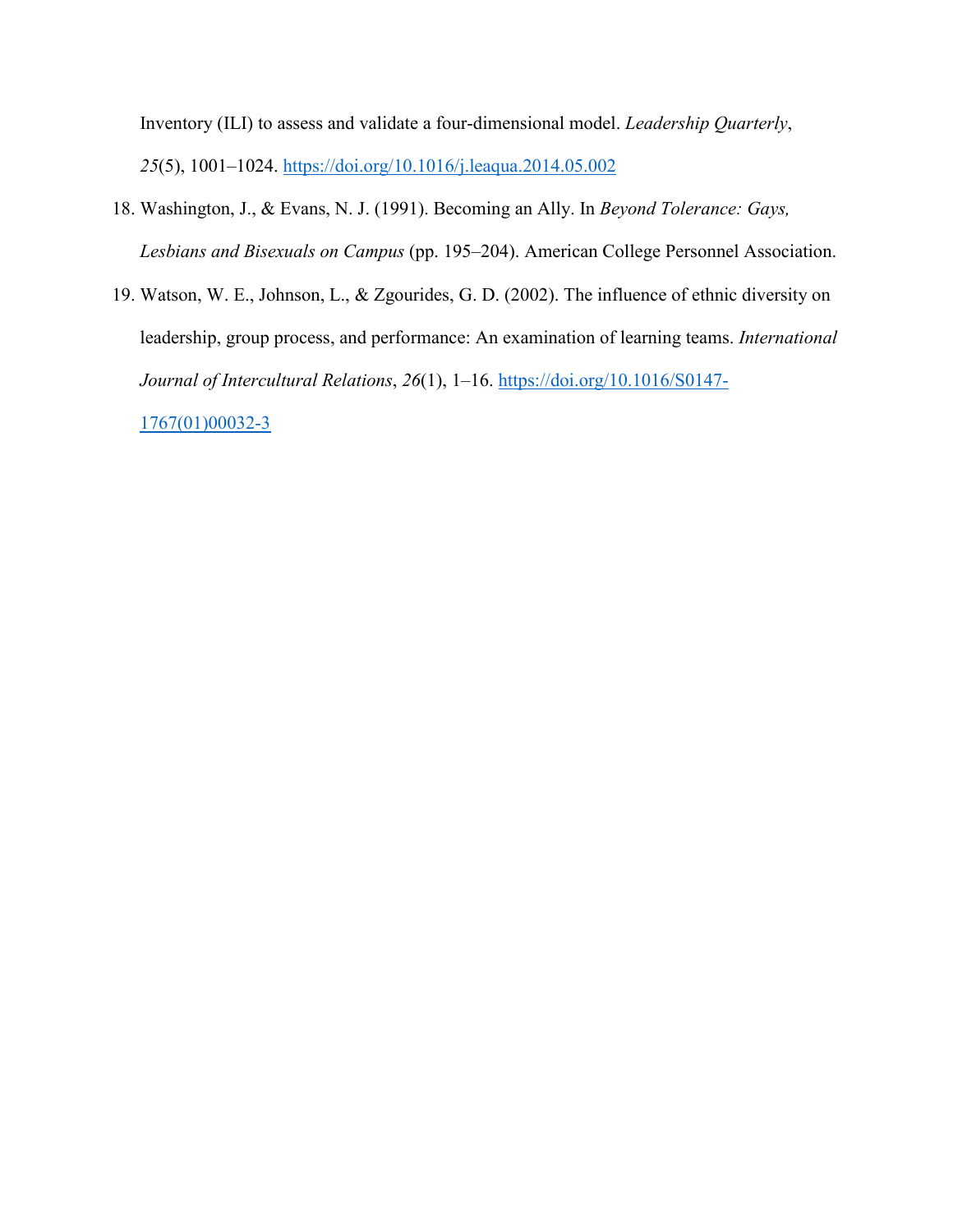Inventory (ILI) to assess and validate a four-dimensional model. *Leadership Quarterly*, *25*(5), 1001–1024. https://doi.org/10.1016/j.leaqua.2014.05.002

18. Washington, J., & Evans, N. J. (1991). Becoming an Ally. In *Beyond Tolerance: Gays, Lesbians and Bisexuals on Campus* (pp. 195–204). American College Personnel Association.
19. Watson, W. E., Johnson, L., & Zgourides, G. D. (2002). The influence of ethnic diversity on leadership, group process, and performance: An examination of learning teams. *International Journal of Intercultural Relations*, *26*(1), 1–16. https://doi.org/10.1016/S0147-1767(01)00032-3